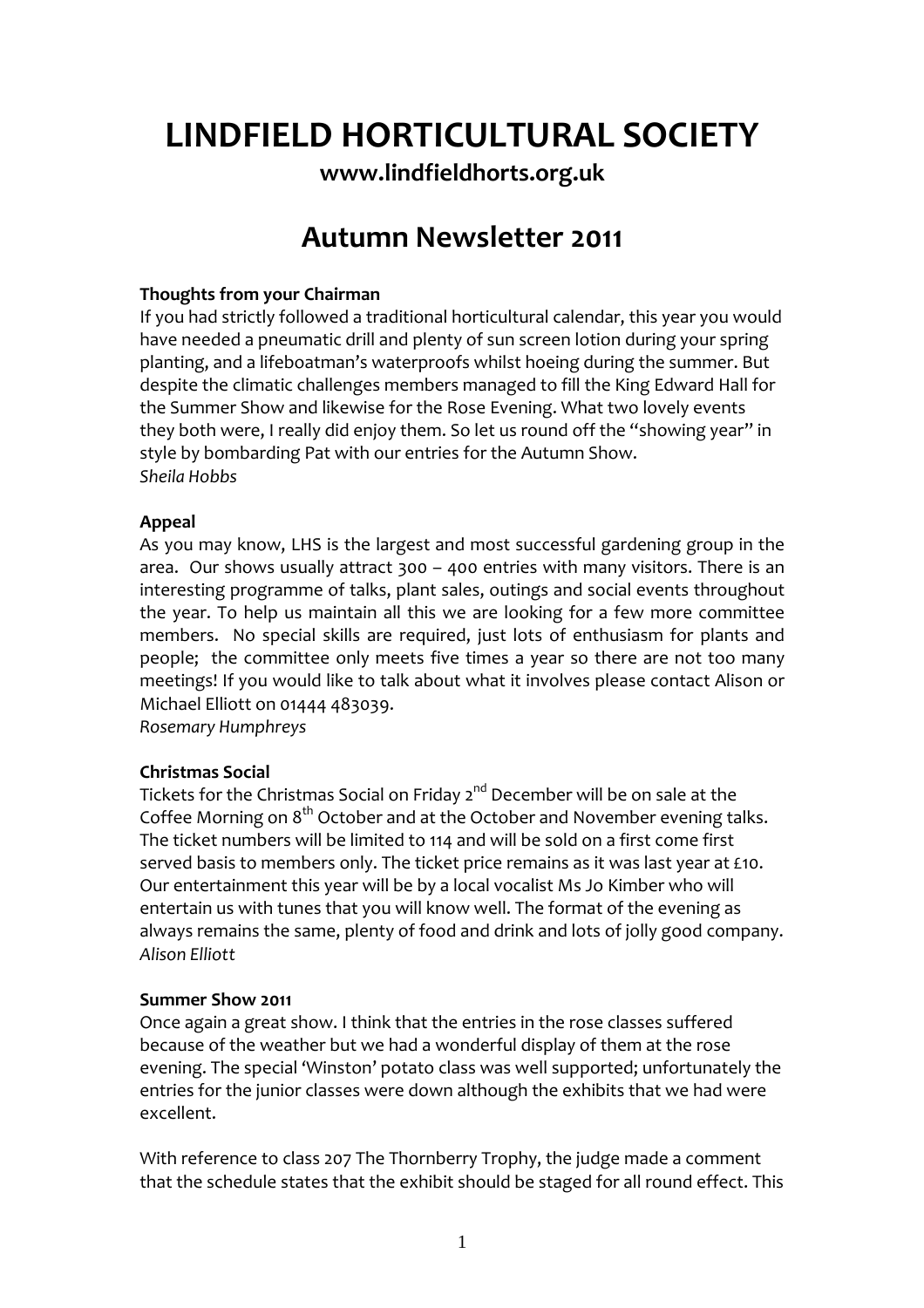# LINDFIELD HORTICULTURAL SOCIETY

**www.lindfieldhorts.org.uk**

## Autumn Newsletter 2011

**Thoughts from your Chairman**

If you had strictly followed a traditional horticultural calendar, this year you would have needed a pneumatic drill and plenty of sun screen lotion during your spring planting, and a lifeboatman's waterproofs whilst hoeing during the summer. But despite the climatic challenges members managed to fill the King Edward Hall for the Summer Show and likewise for the Rose Evening. What two lovely events they both were, I really did enjoy them. So let us round off the "showing year" in style by bombarding Pat with our entries for the Autumn Show.

*Sheila Hobbs*

**Appeal**

As you may know, LHS is the largest and most successful gardening group in the area. Our shows usually attract 300 – 400 entries with many visitors. There is an interesting programme of talks, plant sales, outings and social events throughout the year. To help us maintain all this we are looking for a few more committee members. No special skills are required, just lots of enthusiasm for plants and people; the committee only meets five times a year so there are not too many meetings! If you would like to talk about what it involves please contact Alison or Michael Elliott on 01444 483039.

*Rosemary Humphreys*

**Christmas Social**

Tickets for the Christmas Social on Friday 2nd December will be on sale at the Coffee Morning on 8th October and at the October and November evening talks. The ticket numbers will be limited to 114 and will be sold on a first come first served basis to members only. The ticket price remains as it was last year at £10. Our entertainment this year will be by a local vocalist Ms Jo Kimber who will entertain us with tunes that you will know well. The format of the evening as always remains the same, plenty of food and drink and lots of jolly good company.

*Alison Elliott*

**Summer Show 2011**

Once again a great show. I think that the entries in the rose classes suffered because of the weather but we had a wonderful display of them at the rose evening. The special 'Winston' potato class was well supported; unfortunately the entries for the junior classes were down although the exhibits that we had were excellent.

With reference to class 207 The Thornberry Trophy, the judge made a comment that the schedule states that the exhibit should be staged for all round effect. This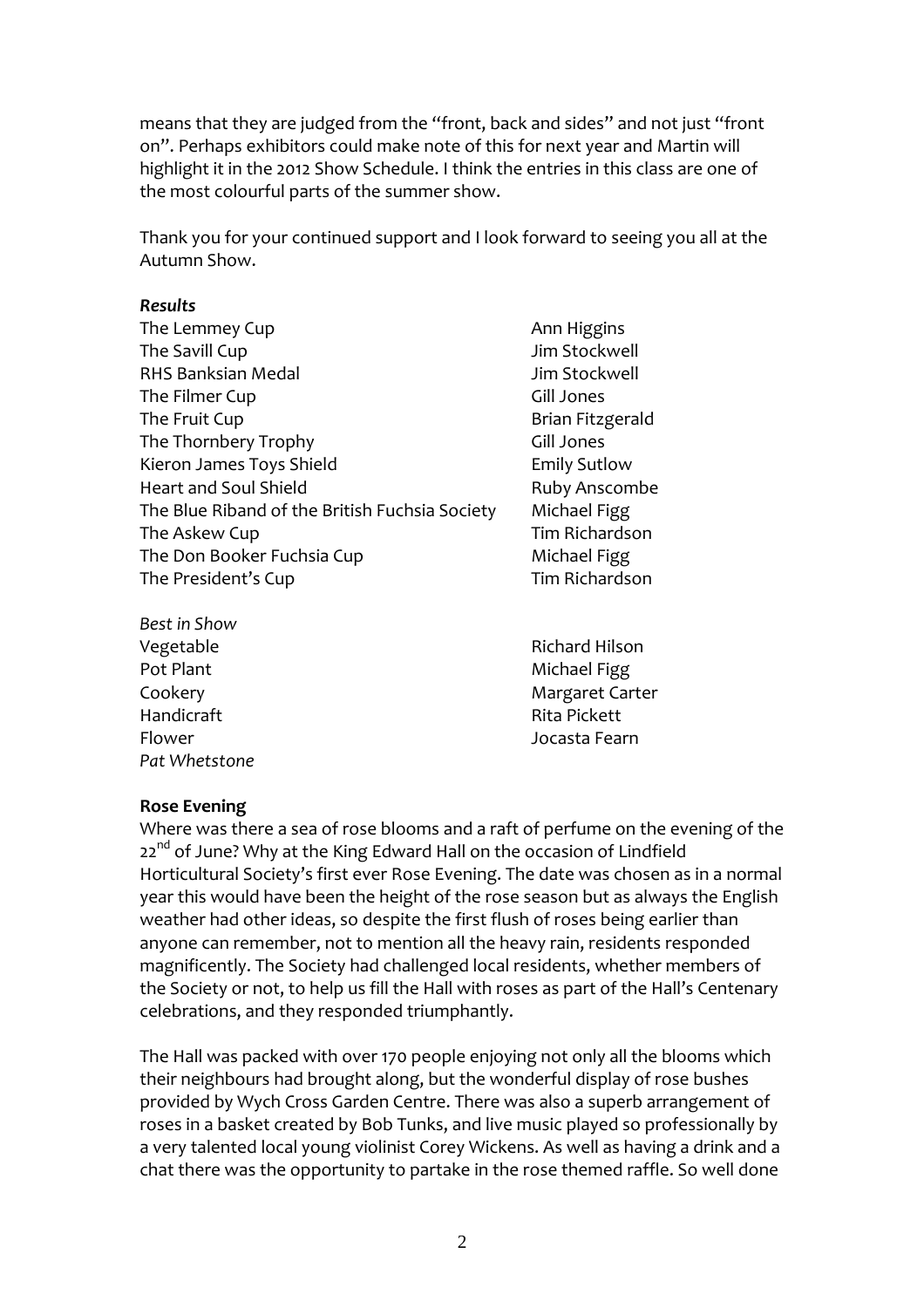means that they are judged from the "front, back and sides" and not just "front on". Perhaps exhibitors could make note of this for next year and Martin will highlight it in the 2012 Show Schedule. I think the entries in this class are one of the most colourful parts of the summer show.

Thank you for your continued support and I look forward to seeing you all at the Autumn Show.

***Results***

| | |
|---|---|
| The Lemmey Cup | Ann Higgins |
| The Savill Cup | Jim Stockwell |
| RHS Banksian Medal | Jim Stockwell |
| The Filmer Cup | Gill Jones |
| The Fruit Cup | Brian Fitzgerald |
| The Thornbery Trophy | Gill Jones |
| Kieron James Toys Shield | Emily Sutlow |
| Heart and Soul Shield | Ruby Anscombe |
| The Blue Riband of the British Fuchsia Society | Michael Figg |
| The Askew Cup | Tim Richardson |
| The Don Booker Fuchsia Cup | Michael Figg |
| The President's Cup | Tim Richardson |

*Best in Show*

| | |
|---|---|
| Vegetable | Richard Hilson |
| Pot Plant | Michael Figg |
| Cookery | Margaret Carter |
| Handicraft | Rita Pickett |
| Flower | Jocasta Fearn |

*Pat Whetstone*

**Rose Evening**

Where was there a sea of rose blooms and a raft of perfume on the evening of the 22nd of June? Why at the King Edward Hall on the occasion of Lindfield Horticultural Society's first ever Rose Evening. The date was chosen as in a normal year this would have been the height of the rose season but as always the English weather had other ideas, so despite the first flush of roses being earlier than anyone can remember, not to mention all the heavy rain, residents responded magnificently. The Society had challenged local residents, whether members of the Society or not, to help us fill the Hall with roses as part of the Hall's Centenary celebrations, and they responded triumphantly.

The Hall was packed with over 170 people enjoying not only all the blooms which their neighbours had brought along, but the wonderful display of rose bushes provided by Wych Cross Garden Centre. There was also a superb arrangement of roses in a basket created by Bob Tunks, and live music played so professionally by a very talented local young violinist Corey Wickens. As well as having a drink and a chat there was the opportunity to partake in the rose themed raffle. So well done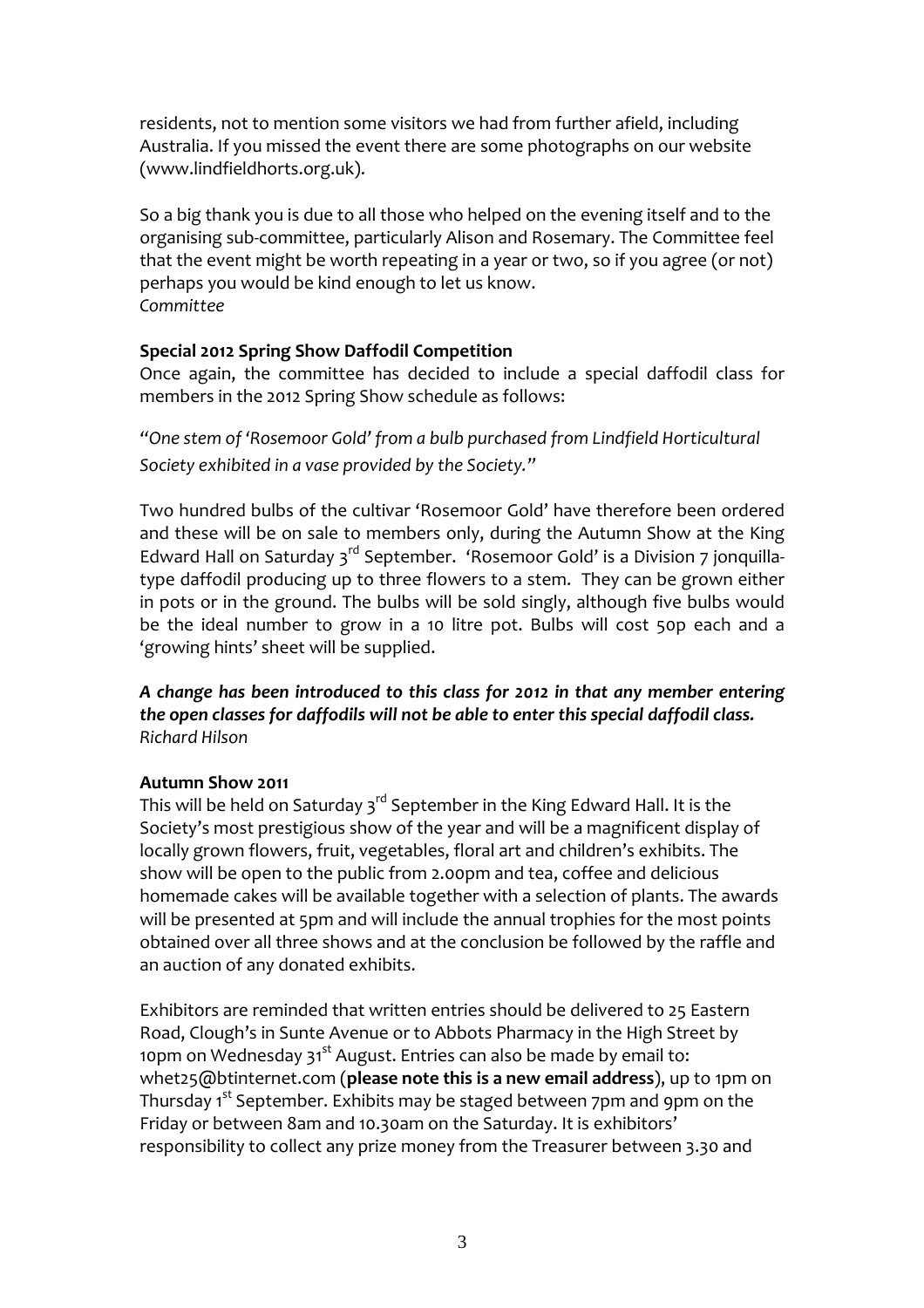residents, not to mention some visitors we had from further afield, including Australia. If you missed the event there are some photographs on our website (www.lindfieldhorts.org.uk).

So a big thank you is due to all those who helped on the evening itself and to the organising sub-committee, particularly Alison and Rosemary. The Committee feel that the event might be worth repeating in a year or two, so if you agree (or not) perhaps you would be kind enough to let us know.
*Committee*

**Special 2012 Spring Show Daffodil Competition**

Once again, the committee has decided to include a special daffodil class for members in the 2012 Spring Show schedule as follows:

*"One stem of 'Rosemoor Gold' from a bulb purchased from Lindfield Horticultural Society exhibited in a vase provided by the Society."*

Two hundred bulbs of the cultivar 'Rosemoor Gold' have therefore been ordered and these will be on sale to members only, during the Autumn Show at the King Edward Hall on Saturday 3rd September. 'Rosemoor Gold' is a Division 7 jonquilla-type daffodil producing up to three flowers to a stem. They can be grown either in pots or in the ground. The bulbs will be sold singly, although five bulbs would be the ideal number to grow in a 10 litre pot. Bulbs will cost 50p each and a 'growing hints' sheet will be supplied.

***A change has been introduced to this class for 2012 in that any member entering the open classes for daffodils will not be able to enter this special daffodil class.***
*Richard Hilson*

**Autumn Show 2011**

This will be held on Saturday 3rd September in the King Edward Hall. It is the Society's most prestigious show of the year and will be a magnificent display of locally grown flowers, fruit, vegetables, floral art and children's exhibits. The show will be open to the public from 2.00pm and tea, coffee and delicious homemade cakes will be available together with a selection of plants. The awards will be presented at 5pm and will include the annual trophies for the most points obtained over all three shows and at the conclusion be followed by the raffle and an auction of any donated exhibits.

Exhibitors are reminded that written entries should be delivered to 25 Eastern Road, Clough's in Sunte Avenue or to Abbots Pharmacy in the High Street by 10pm on Wednesday 31st August. Entries can also be made by email to: whet25@btinternet.com (**please note this is a new email address**), up to 1pm on Thursday 1st September. Exhibits may be staged between 7pm and 9pm on the Friday or between 8am and 10.30am on the Saturday. It is exhibitors' responsibility to collect any prize money from the Treasurer between 3.30 and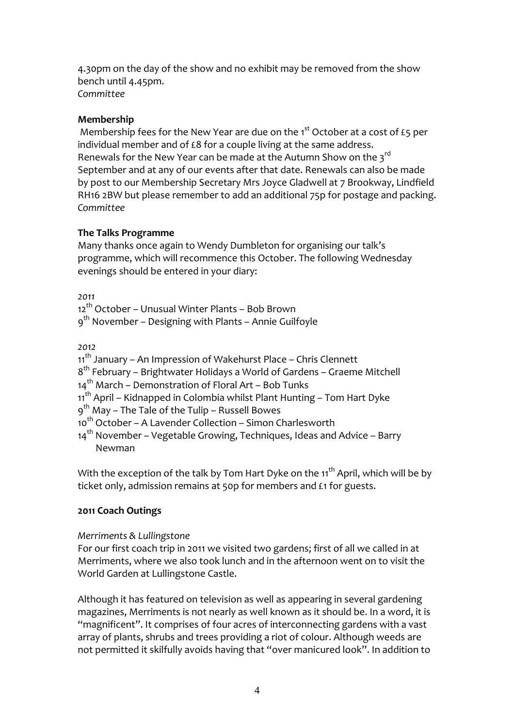4.30pm on the day of the show and no exhibit may be removed from the show bench until 4.45pm.
*Committee*

**Membership**

Membership fees for the New Year are due on the 1st October at a cost of £5 per individual member and of £8 for a couple living at the same address. Renewals for the New Year can be made at the Autumn Show on the 3rd September and at any of our events after that date. Renewals can also be made by post to our Membership Secretary Mrs Joyce Gladwell at 7 Brookway, Lindfield RH16 2BW but please remember to add an additional 75p for postage and packing.
*Committee*

**The Talks Programme**

Many thanks once again to Wendy Dumbleton for organising our talk's programme, which will recommence this October. The following Wednesday evenings should be entered in your diary:

*2011*

12th October – Unusual Winter Plants – Bob Brown
9th November – Designing with Plants – Annie Guilfoyle

*2012*

11th January – An Impression of Wakehurst Place – Chris Clennett
8th February – Brightwater Holidays a World of Gardens – Graeme Mitchell
14th March – Demonstration of Floral Art – Bob Tunks
11th April – Kidnapped in Colombia whilst Plant Hunting – Tom Hart Dyke
9th May – The Tale of the Tulip – Russell Bowes
10th October – A Lavender Collection – Simon Charlesworth
14th November – Vegetable Growing, Techniques, Ideas and Advice – Barry Newman

With the exception of the talk by Tom Hart Dyke on the 11th April, which will be by ticket only, admission remains at 50p for members and £1 for guests.

**2011 Coach Outings**

*Merriments & Lullingstone*

For our first coach trip in 2011 we visited two gardens; first of all we called in at Merriments, where we also took lunch and in the afternoon went on to visit the World Garden at Lullingstone Castle.

Although it has featured on television as well as appearing in several gardening magazines, Merriments is not nearly as well known as it should be. In a word, it is "magnificent". It comprises of four acres of interconnecting gardens with a vast array of plants, shrubs and trees providing a riot of colour. Although weeds are not permitted it skilfully avoids having that "over manicured look". In addition to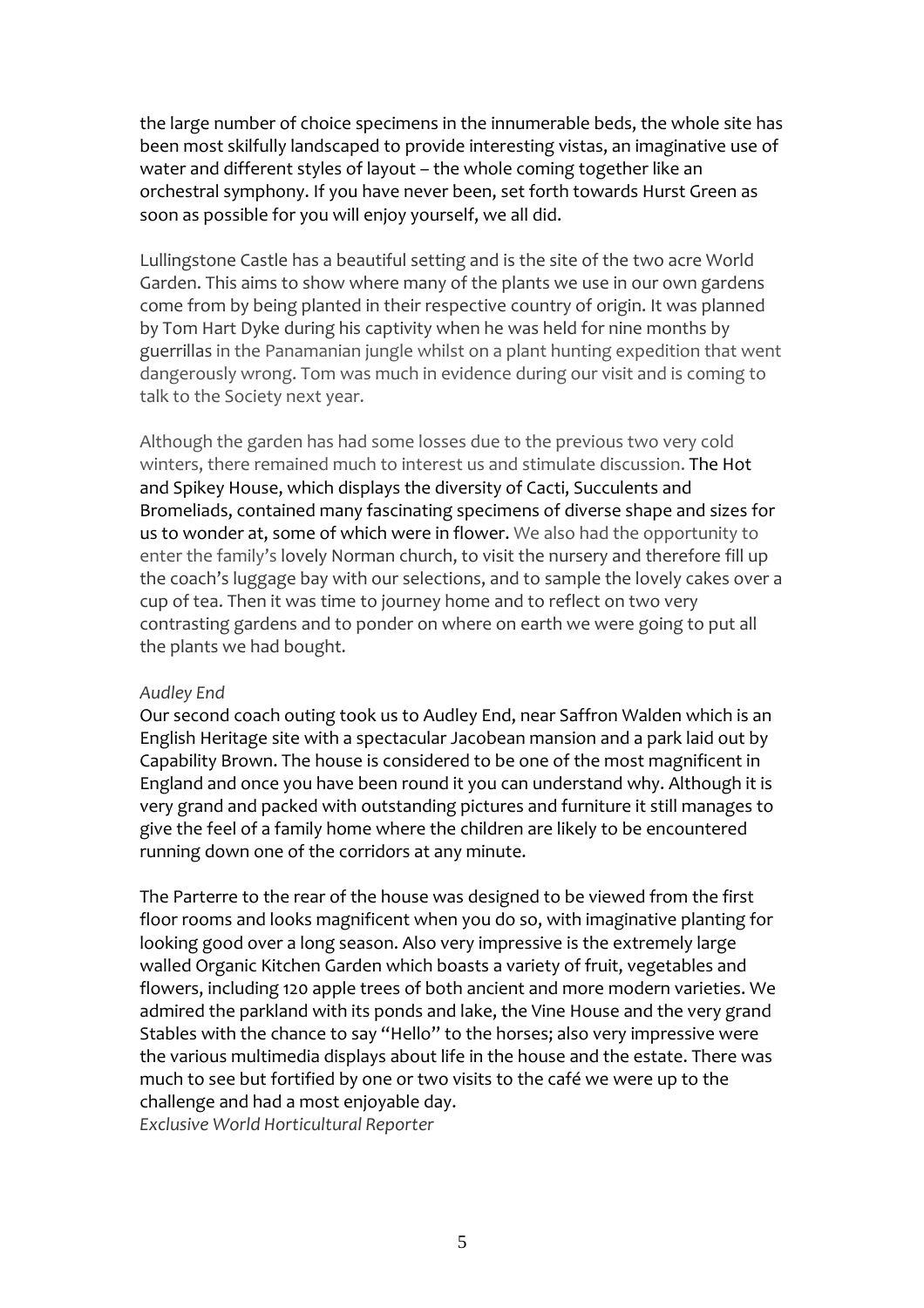the large number of choice specimens in the innumerable beds, the whole site has been most skilfully landscaped to provide interesting vistas, an imaginative use of water and different styles of layout – the whole coming together like an orchestral symphony. If you have never been, set forth towards Hurst Green as soon as possible for you will enjoy yourself, we all did.

Lullingstone Castle has a beautiful setting and is the site of the two acre World Garden. This aims to show where many of the plants we use in our own gardens come from by being planted in their respective country of origin. It was planned by Tom Hart Dyke during his captivity when he was held for nine months by guerrillas in the Panamanian jungle whilst on a plant hunting expedition that went dangerously wrong. Tom was much in evidence during our visit and is coming to talk to the Society next year.

Although the garden has had some losses due to the previous two very cold winters, there remained much to interest us and stimulate discussion. The Hot and Spikey House, which displays the diversity of Cacti, Succulents and Bromeliads, contained many fascinating specimens of diverse shape and sizes for us to wonder at, some of which were in flower. We also had the opportunity to enter the family's lovely Norman church, to visit the nursery and therefore fill up the coach's luggage bay with our selections, and to sample the lovely cakes over a cup of tea. Then it was time to journey home and to reflect on two very contrasting gardens and to ponder on where on earth we were going to put all the plants we had bought.

*Audley End*

Our second coach outing took us to Audley End, near Saffron Walden which is an English Heritage site with a spectacular Jacobean mansion and a park laid out by Capability Brown. The house is considered to be one of the most magnificent in England and once you have been round it you can understand why. Although it is very grand and packed with outstanding pictures and furniture it still manages to give the feel of a family home where the children are likely to be encountered running down one of the corridors at any minute.

The Parterre to the rear of the house was designed to be viewed from the first floor rooms and looks magnificent when you do so, with imaginative planting for looking good over a long season. Also very impressive is the extremely large walled Organic Kitchen Garden which boasts a variety of fruit, vegetables and flowers, including 120 apple trees of both ancient and more modern varieties. We admired the parkland with its ponds and lake, the Vine House and the very grand Stables with the chance to say "Hello" to the horses; also very impressive were the various multimedia displays about life in the house and the estate. There was much to see but fortified by one or two visits to the café we were up to the challenge and had a most enjoyable day.

*Exclusive World Horticultural Reporter*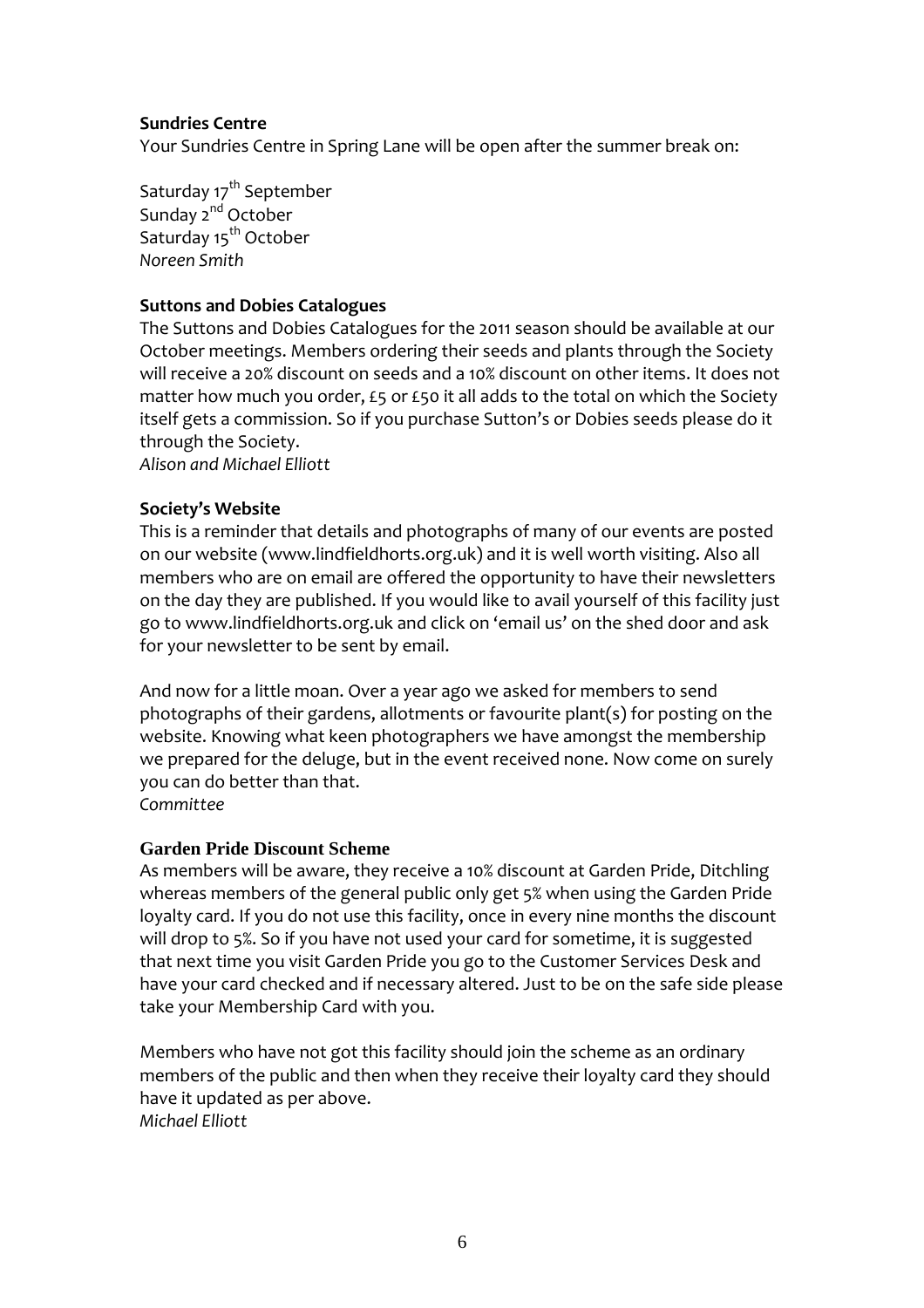**Sundries Centre**

Your Sundries Centre in Spring Lane will be open after the summer break on:

Saturday 17th September
Sunday 2nd October
Saturday 15th October
*Noreen Smith*

**Suttons and Dobies Catalogues**

The Suttons and Dobies Catalogues for the 2011 season should be available at our October meetings. Members ordering their seeds and plants through the Society will receive a 20% discount on seeds and a 10% discount on other items. It does not matter how much you order, £5 or £50 it all adds to the total on which the Society itself gets a commission. So if you purchase Sutton's or Dobies seeds please do it through the Society.
*Alison and Michael Elliott*

**Society's Website**

This is a reminder that details and photographs of many of our events are posted on our website (www.lindfieldhorts.org.uk) and it is well worth visiting. Also all members who are on email are offered the opportunity to have their newsletters on the day they are published. If you would like to avail yourself of this facility just go to www.lindfieldhorts.org.uk and click on 'email us' on the shed door and ask for your newsletter to be sent by email.

And now for a little moan. Over a year ago we asked for members to send photographs of their gardens, allotments or favourite plant(s) for posting on the website. Knowing what keen photographers we have amongst the membership we prepared for the deluge, but in the event received none. Now come on surely you can do better than that.
*Committee*

**Garden Pride Discount Scheme**

As members will be aware, they receive a 10% discount at Garden Pride, Ditchling whereas members of the general public only get 5% when using the Garden Pride loyalty card. If you do not use this facility, once in every nine months the discount will drop to 5%. So if you have not used your card for sometime, it is suggested that next time you visit Garden Pride you go to the Customer Services Desk and have your card checked and if necessary altered. Just to be on the safe side please take your Membership Card with you.

Members who have not got this facility should join the scheme as an ordinary members of the public and then when they receive their loyalty card they should have it updated as per above.
*Michael Elliott*